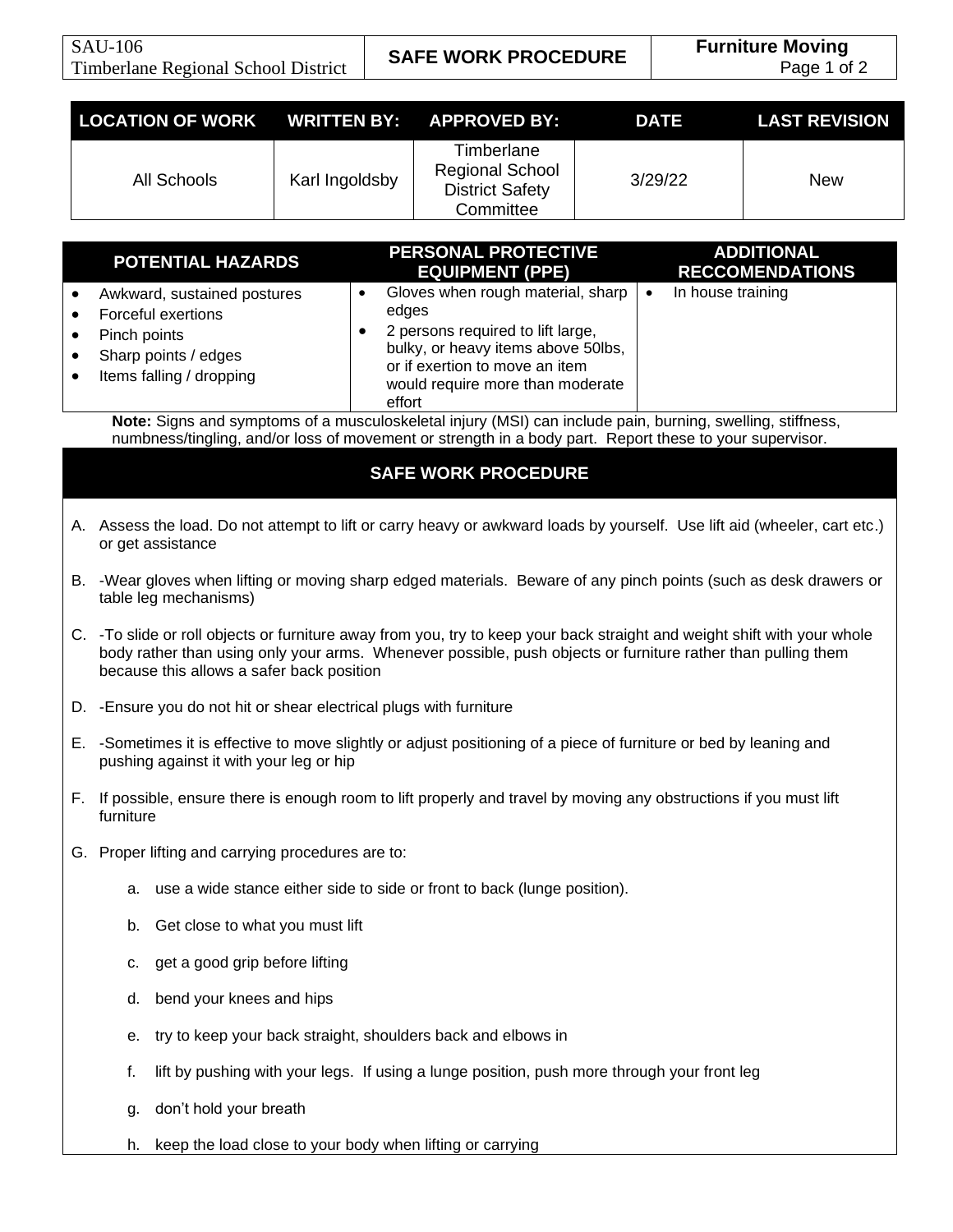| SAU-106 Timberlane Regional School District | SAFE WORK PROCEDURE | Furniture Moving |
|---|---|---|

| LOCATION OF WORK | WRITTEN BY: | APPROVED BY: | DATE | LAST REVISION |
|---|---|---|---|---|
| All Schools | Karl Ingoldsby | Timberlane Regional School District Safety Committee | 3/29/22 | New |

| POTENTIAL HAZARDS | PERSONAL PROTECTIVE EQUIPMENT (PPE) | ADDITIONAL RECCOMENDATIONS |
|---|---|---|
| • Awkward, sustained postures<br>• Forceful exertions<br>• Pinch points<br>• Sharp points / edges<br>• Items falling / dropping | • Gloves when rough material, sharp edges<br>• 2 persons required to lift large, bulky, or heavy items above 50lbs, or if exertion to move an item would require more than moderate effort | • In house training |

**Note:** Signs and symptoms of a musculoskeletal injury (MSI) can include pain, burning, swelling, stiffness, numbness/tingling, and/or loss of movement or strength in a body part. Report these to your supervisor.

## SAFE WORK PROCEDURE

A. Assess the load. Do not attempt to lift or carry heavy or awkward loads by yourself. Use lift aid (wheeler, cart etc.) or get assistance

B. -Wear gloves when lifting or moving sharp edged materials. Beware of any pinch points (such as desk drawers or table leg mechanisms)

C. -To slide or roll objects or furniture away from you, try to keep your back straight and weight shift with your whole body rather than using only your arms. Whenever possible, push objects or furniture rather than pulling them because this allows a safer back position

D. -Ensure you do not hit or shear electrical plugs with furniture

E. -Sometimes it is effective to move slightly or adjust positioning of a piece of furniture or bed by leaning and pushing against it with your leg or hip

F. If possible, ensure there is enough room to lift properly and travel by moving any obstructions if you must lift furniture

G. Proper lifting and carrying procedures are to:

   a. use a wide stance either side to side or front to back (lunge position).

   b. Get close to what you must lift

   c. get a good grip before lifting

   d. bend your knees and hips

   e. try to keep your back straight, shoulders back and elbows in

   f. lift by pushing with your legs. If using a lunge position, push more through your front leg

   g. don't hold your breath

   h. keep the load close to your body when lifting or carrying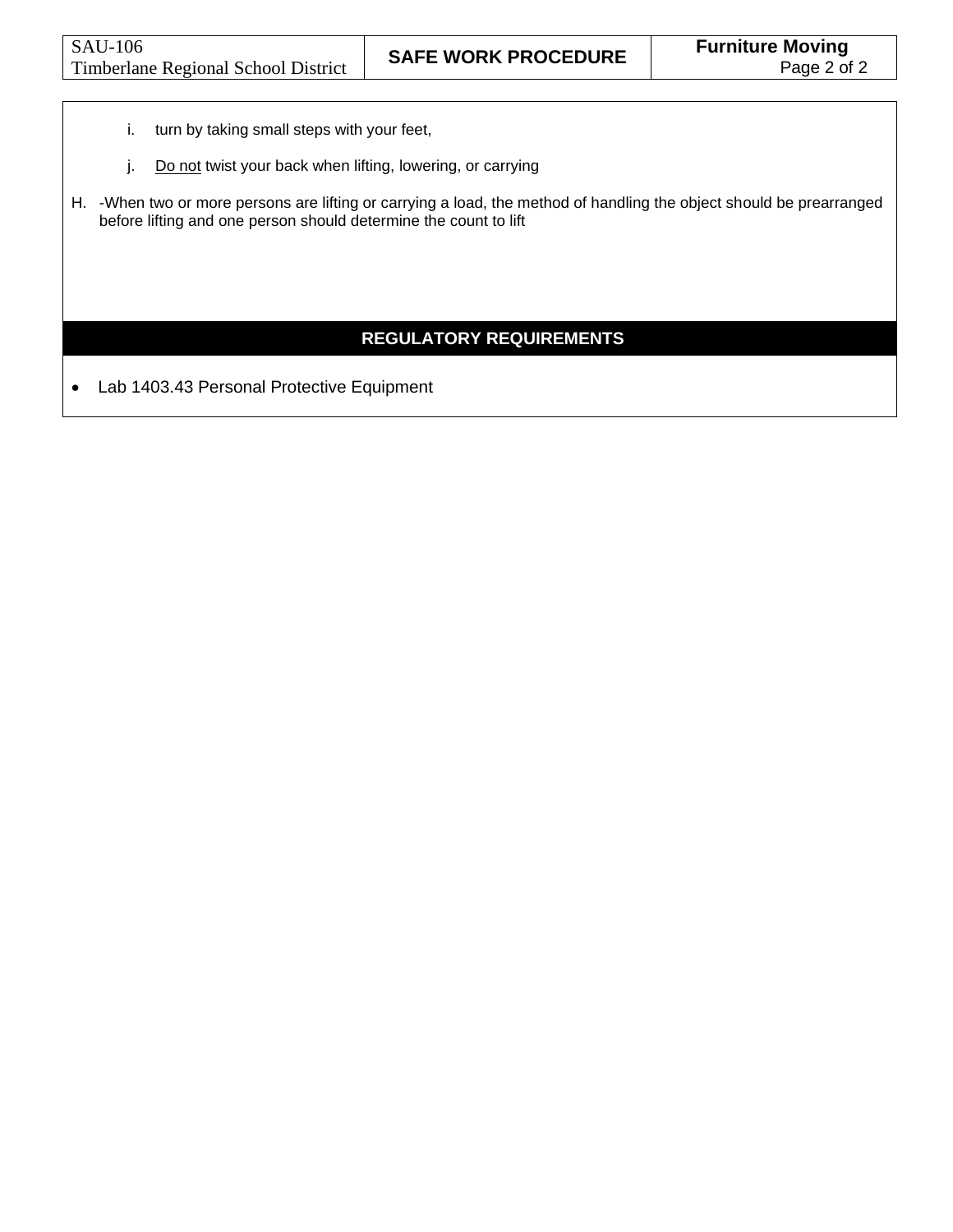i. turn by taking small steps with your feet,

j. <u>Do not</u> twist your back when lifting, lowering, or carrying

H. -When two or more persons are lifting or carrying a load, the method of handling the object should be prearranged before lifting and one person should determine the count to lift

## REGULATORY REQUIREMENTS

- Lab 1403.43 Personal Protective Equipment